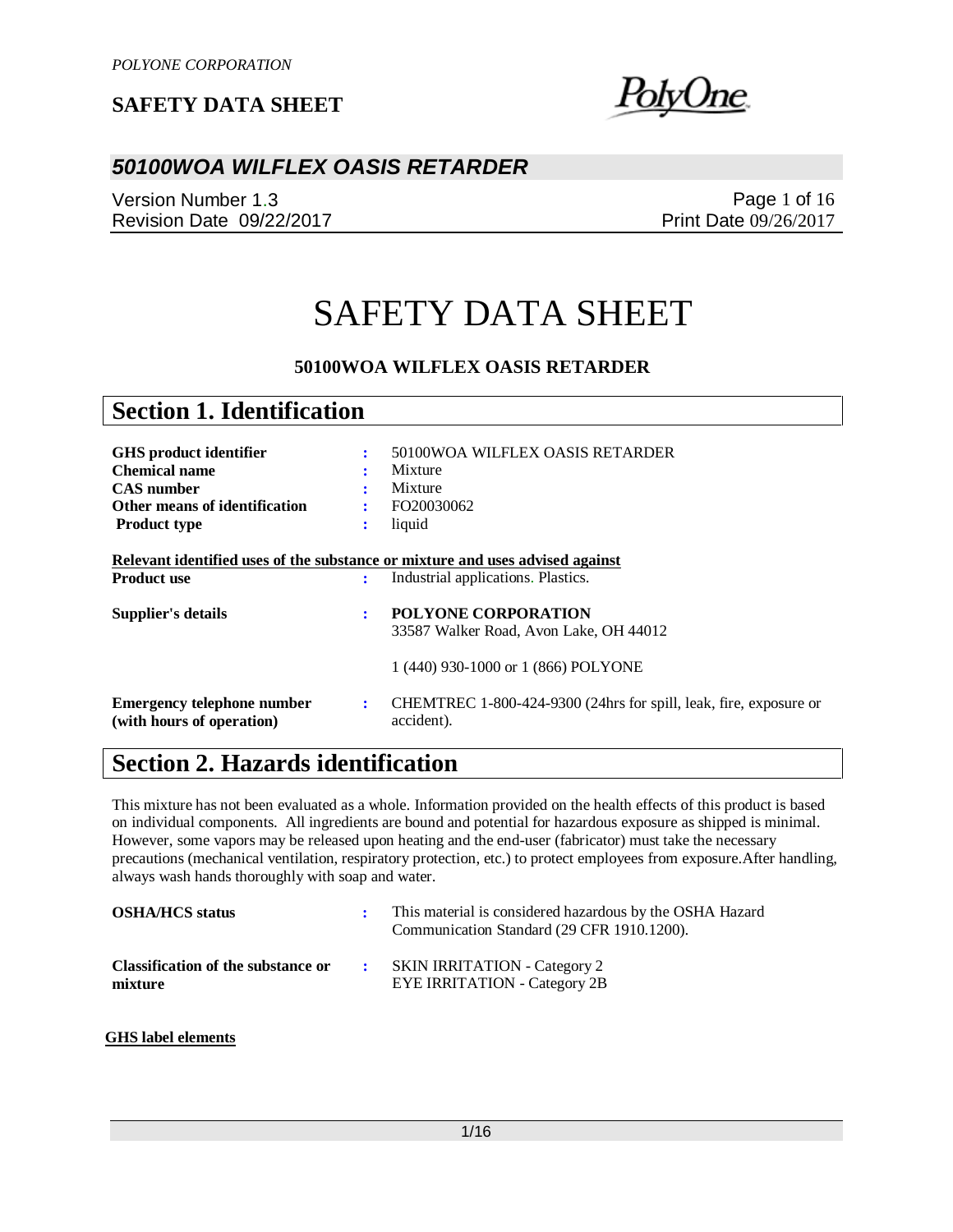# SAFETY DATA SHEET

**50100WOA WILFLEX OASIS RETARDER**

## Section 1. Identification

| | | |
|---|---|---|
| **GHS product identifier** | : | 50100WOA WILFLEX OASIS RETARDER |
| **Chemical name** | : | Mixture |
| **CAS number** | : | Mixture |
| **Other means of identification** | : | FO20030062 |
| **Product type** | : | liquid |

**Relevant identified uses of the substance or mixture and uses advised against**

| | | |
|---|---|---|
| **Product use** | : | Industrial applications. Plastics. |
| **Supplier's details** | : | **POLYONE CORPORATION**<br>33587 Walker Road, Avon Lake, OH 44012<br><br>1 (440) 930-1000 or 1 (866) POLYONE |
| **Emergency telephone number (with hours of operation)** | : | CHEMTREC 1-800-424-9300 (24hrs for spill, leak, fire, exposure or accident). |

## Section 2. Hazards identification

This mixture has not been evaluated as a whole. Information provided on the health effects of this product is based on individual components. All ingredients are bound and potential for hazardous exposure as shipped is minimal. However, some vapors may be released upon heating and the end-user (fabricator) must take the necessary precautions (mechanical ventilation, respiratory protection, etc.) to protect employees from exposure.After handling, always wash hands thoroughly with soap and water.

| | | |
|---|---|---|
| **OSHA/HCS status** | : | This material is considered hazardous by the OSHA Hazard Communication Standard (29 CFR 1910.1200). |
| **Classification of the substance or mixture** | : | SKIN IRRITATION - Category 2<br>EYE IRRITATION - Category 2B |

**GHS label elements**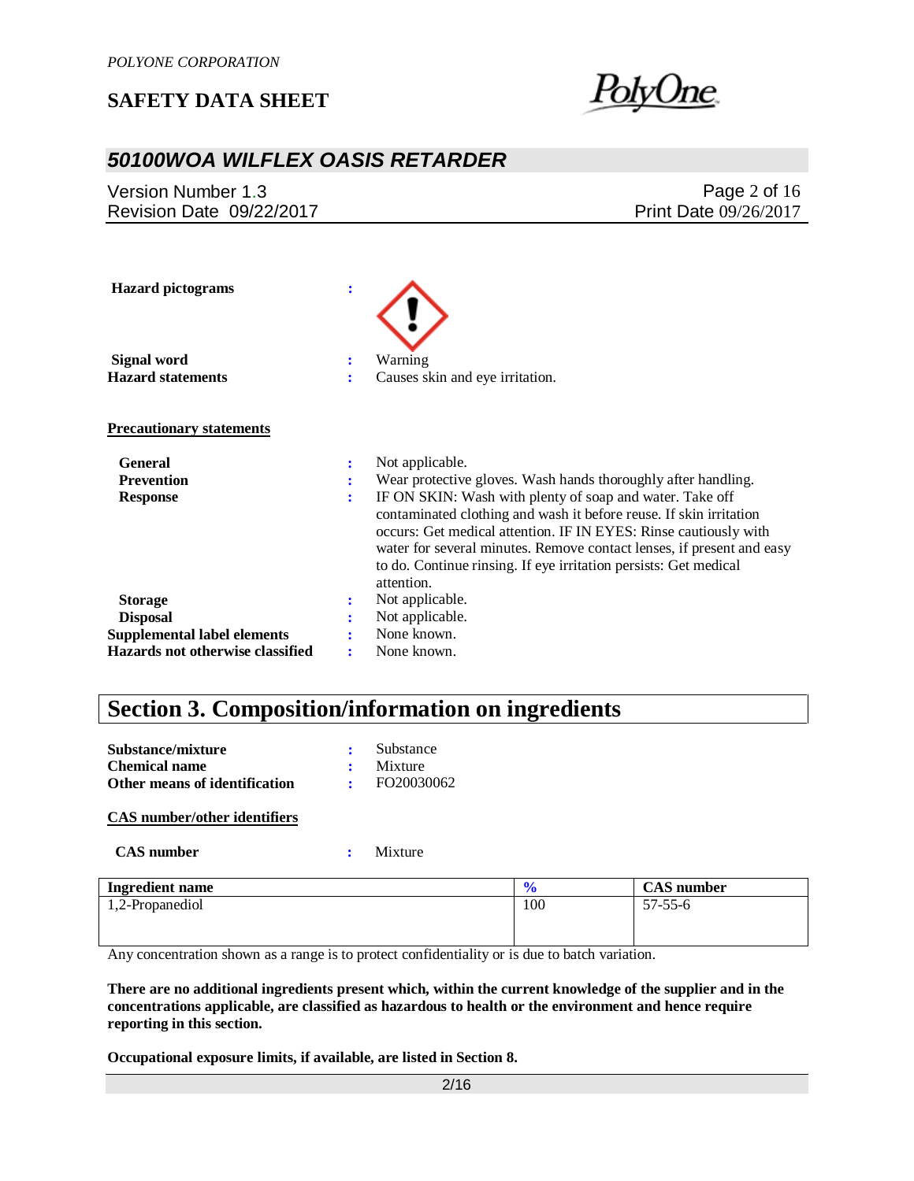**Hazard pictograms** :

**Signal word** : Warning

**Hazard statements** : Causes skin and eye irritation.

**Precautionary statements**

**General** : Not applicable.

**Prevention** : Wear protective gloves. Wash hands thoroughly after handling.

**Response** : IF ON SKIN: Wash with plenty of soap and water. Take off contaminated clothing and wash it before reuse. If skin irritation occurs: Get medical attention. IF IN EYES: Rinse cautiously with water for several minutes. Remove contact lenses, if present and easy to do. Continue rinsing. If eye irritation persists: Get medical attention.

**Storage** : Not applicable.

**Disposal** : Not applicable.

**Supplemental label elements** : None known.

**Hazards not otherwise classified** : None known.

## Section 3. Composition/information on ingredients

**Substance/mixture** : Substance

**Chemical name** : Mixture

**Other means of identification** : FO20030062

**CAS number/other identifiers**

**CAS number** : Mixture

| Ingredient name | % | CAS number |
|---|---|---|
| 1,2-Propanediol | 100 | 57-55-6 |

Any concentration shown as a range is to protect confidentiality or is due to batch variation.

**There are no additional ingredients present which, within the current knowledge of the supplier and in the concentrations applicable, are classified as hazardous to health or the environment and hence require reporting in this section.**

**Occupational exposure limits, if available, are listed in Section 8.**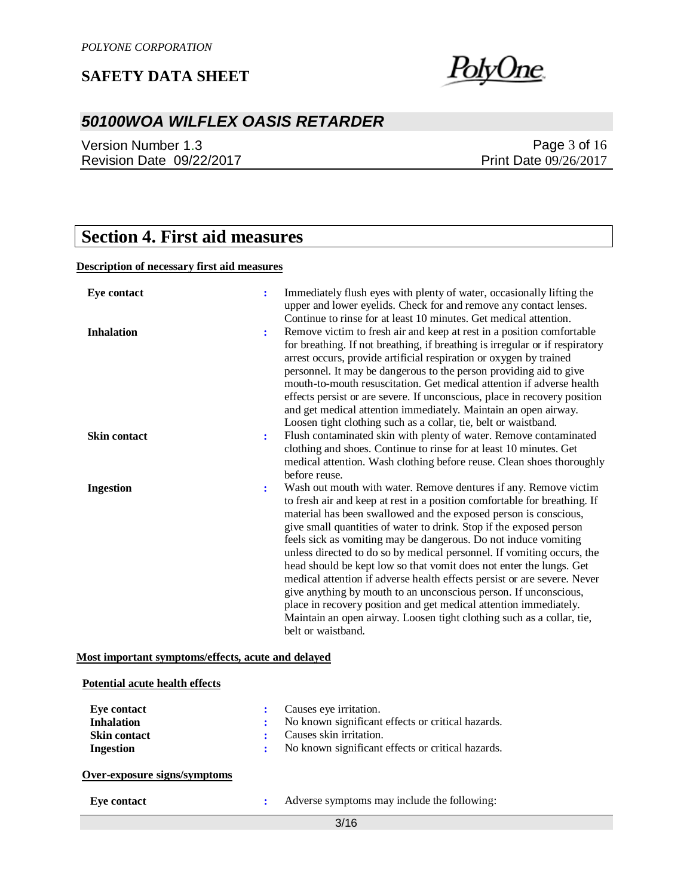## Section 4. First aid measures

**Description of necessary first aid measures**

| | |
|---|---|
| **Eye contact** | Immediately flush eyes with plenty of water, occasionally lifting the upper and lower eyelids. Check for and remove any contact lenses. Continue to rinse for at least 10 minutes. Get medical attention. |
| **Inhalation** | Remove victim to fresh air and keep at rest in a position comfortable for breathing. If not breathing, if breathing is irregular or if respiratory arrest occurs, provide artificial respiration or oxygen by trained personnel. It may be dangerous to the person providing aid to give mouth-to-mouth resuscitation. Get medical attention if adverse health effects persist or are severe. If unconscious, place in recovery position and get medical attention immediately. Maintain an open airway. Loosen tight clothing such as a collar, tie, belt or waistband. |
| **Skin contact** | Flush contaminated skin with plenty of water. Remove contaminated clothing and shoes. Continue to rinse for at least 10 minutes. Get medical attention. Wash clothing before reuse. Clean shoes thoroughly before reuse. |
| **Ingestion** | Wash out mouth with water. Remove dentures if any. Remove victim to fresh air and keep at rest in a position comfortable for breathing. If material has been swallowed and the exposed person is conscious, give small quantities of water to drink. Stop if the exposed person feels sick as vomiting may be dangerous. Do not induce vomiting unless directed to do so by medical personnel. If vomiting occurs, the head should be kept low so that vomit does not enter the lungs. Get medical attention if adverse health effects persist or are severe. Never give anything by mouth to an unconscious person. If unconscious, place in recovery position and get medical attention immediately. Maintain an open airway. Loosen tight clothing such as a collar, tie, belt or waistband. |

**Most important symptoms/effects, acute and delayed**

**Potential acute health effects**

| | |
|---|---|
| **Eye contact** | Causes eye irritation. |
| **Inhalation** | No known significant effects or critical hazards. |
| **Skin contact** | Causes skin irritation. |
| **Ingestion** | No known significant effects or critical hazards. |

**Over-exposure signs/symptoms**

| | |
|---|---|
| **Eye contact** | Adverse symptoms may include the following: |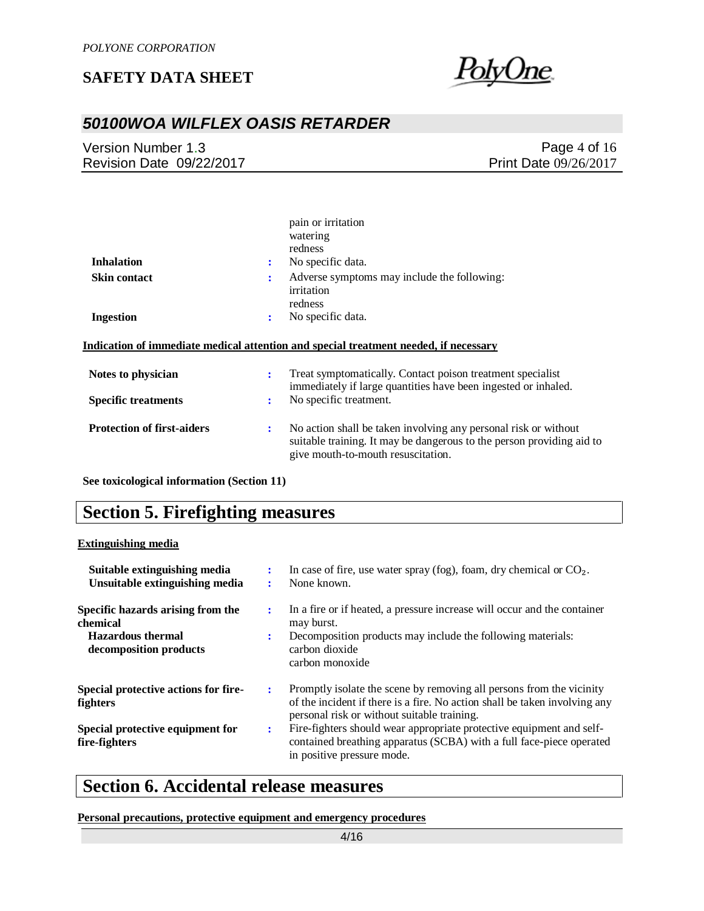pain or irritation
watering
redness

**Inhalation** : No specific data.

**Skin contact** : Adverse symptoms may include the following:
irritation
redness

**Ingestion** : No specific data.

**Indication of immediate medical attention and special treatment needed, if necessary**

**Notes to physician** : Treat symptomatically. Contact poison treatment specialist immediately if large quantities have been ingested or inhaled.

**Specific treatments** : No specific treatment.

**Protection of first-aiders** : No action shall be taken involving any personal risk or without suitable training. It may be dangerous to the person providing aid to give mouth-to-mouth resuscitation.

**See toxicological information (Section 11)**

# Section 5. Firefighting measures

**Extinguishing media**

**Suitable extinguishing media** : In case of fire, use water spray (fog), foam, dry chemical or $CO_2$.

**Unsuitable extinguishing media** : None known.

**Specific hazards arising from the chemical** : In a fire or if heated, a pressure increase will occur and the container may burst.

**Hazardous thermal decomposition products** : Decomposition products may include the following materials:
carbon dioxide
carbon monoxide

**Special protective actions for fire-fighters** : Promptly isolate the scene by removing all persons from the vicinity of the incident if there is a fire. No action shall be taken involving any personal risk or without suitable training.

**Special protective equipment for fire-fighters** : Fire-fighters should wear appropriate protective equipment and self-contained breathing apparatus (SCBA) with a full face-piece operated in positive pressure mode.

# Section 6. Accidental release measures

**Personal precautions, protective equipment and emergency procedures**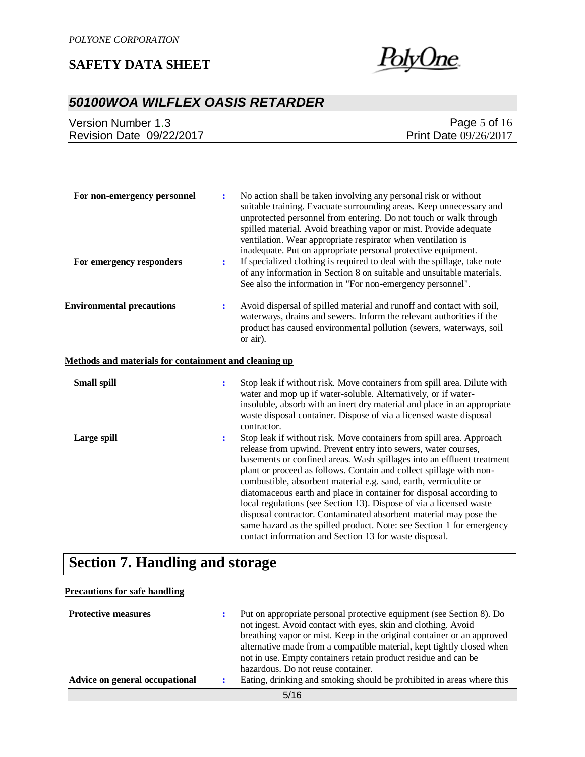**For non-emergency personnel** : No action shall be taken involving any personal risk or without suitable training. Evacuate surrounding areas. Keep unnecessary and unprotected personnel from entering. Do not touch or walk through spilled material. Avoid breathing vapor or mist. Provide adequate ventilation. Wear appropriate respirator when ventilation is inadequate. Put on appropriate personal protective equipment.

**For emergency responders** : If specialized clothing is required to deal with the spillage, take note of any information in Section 8 on suitable and unsuitable materials. See also the information in "For non-emergency personnel".

**Environmental precautions** : Avoid dispersal of spilled material and runoff and contact with soil, waterways, drains and sewers. Inform the relevant authorities if the product has caused environmental pollution (sewers, waterways, soil or air).

**Methods and materials for containment and cleaning up**

**Small spill** : Stop leak if without risk. Move containers from spill area. Dilute with water and mop up if water-soluble. Alternatively, or if water-insoluble, absorb with an inert dry material and place in an appropriate waste disposal container. Dispose of via a licensed waste disposal contractor.

**Large spill** : Stop leak if without risk. Move containers from spill area. Approach release from upwind. Prevent entry into sewers, water courses, basements or confined areas. Wash spillages into an effluent treatment plant or proceed as follows. Contain and collect spillage with non-combustible, absorbent material e.g. sand, earth, vermiculite or diatomaceous earth and place in container for disposal according to local regulations (see Section 13). Dispose of via a licensed waste disposal contractor. Contaminated absorbent material may pose the same hazard as the spilled product. Note: see Section 1 for emergency contact information and Section 13 for waste disposal.

# Section 7. Handling and storage

**Precautions for safe handling**

**Protective measures** : Put on appropriate personal protective equipment (see Section 8). Do not ingest. Avoid contact with eyes, skin and clothing. Avoid breathing vapor or mist. Keep in the original container or an approved alternative made from a compatible material, kept tightly closed when not in use. Empty containers retain product residue and can be hazardous. Do not reuse container.

**Advice on general occupational** : Eating, drinking and smoking should be prohibited in areas where this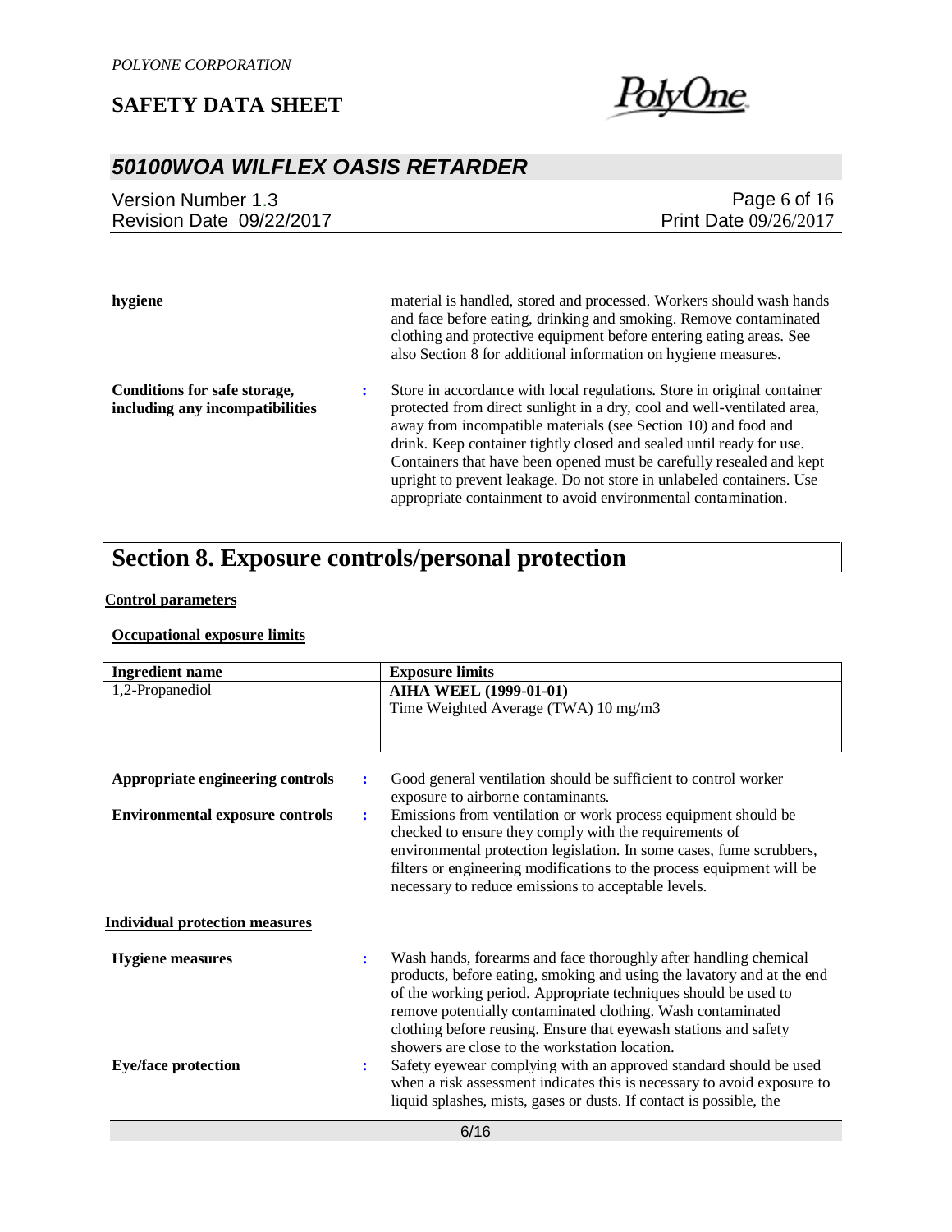| | | |
|---|---|---|
| **hygiene** | | material is handled, stored and processed. Workers should wash hands and face before eating, drinking and smoking. Remove contaminated clothing and protective equipment before entering eating areas. See also Section 8 for additional information on hygiene measures. |
| **Conditions for safe storage, including any incompatibilities** | : | Store in accordance with local regulations. Store in original container protected from direct sunlight in a dry, cool and well-ventilated area, away from incompatible materials (see Section 10) and food and drink. Keep container tightly closed and sealed until ready for use. Containers that have been opened must be carefully resealed and kept upright to prevent leakage. Do not store in unlabeled containers. Use appropriate containment to avoid environmental contamination. |

# Section 8. Exposure controls/personal protection

**Control parameters**

**Occupational exposure limits**

| Ingredient name | Exposure limits |
|---|---|
| 1,2-Propanediol | **AIHA WEEL (1999-01-01)**<br>Time Weighted Average (TWA) 10 mg/m3 |

**Appropriate engineering controls** : Good general ventilation should be sufficient to control worker exposure to airborne contaminants.

**Environmental exposure controls** : Emissions from ventilation or work process equipment should be checked to ensure they comply with the requirements of environmental protection legislation. In some cases, fume scrubbers, filters or engineering modifications to the process equipment will be necessary to reduce emissions to acceptable levels.

**Individual protection measures**

**Hygiene measures** : Wash hands, forearms and face thoroughly after handling chemical products, before eating, smoking and using the lavatory and at the end of the working period. Appropriate techniques should be used to remove potentially contaminated clothing. Wash contaminated clothing before reusing. Ensure that eyewash stations and safety showers are close to the workstation location.

**Eye/face protection** : Safety eyewear complying with an approved standard should be used when a risk assessment indicates this is necessary to avoid exposure to liquid splashes, mists, gases or dusts. If contact is possible, the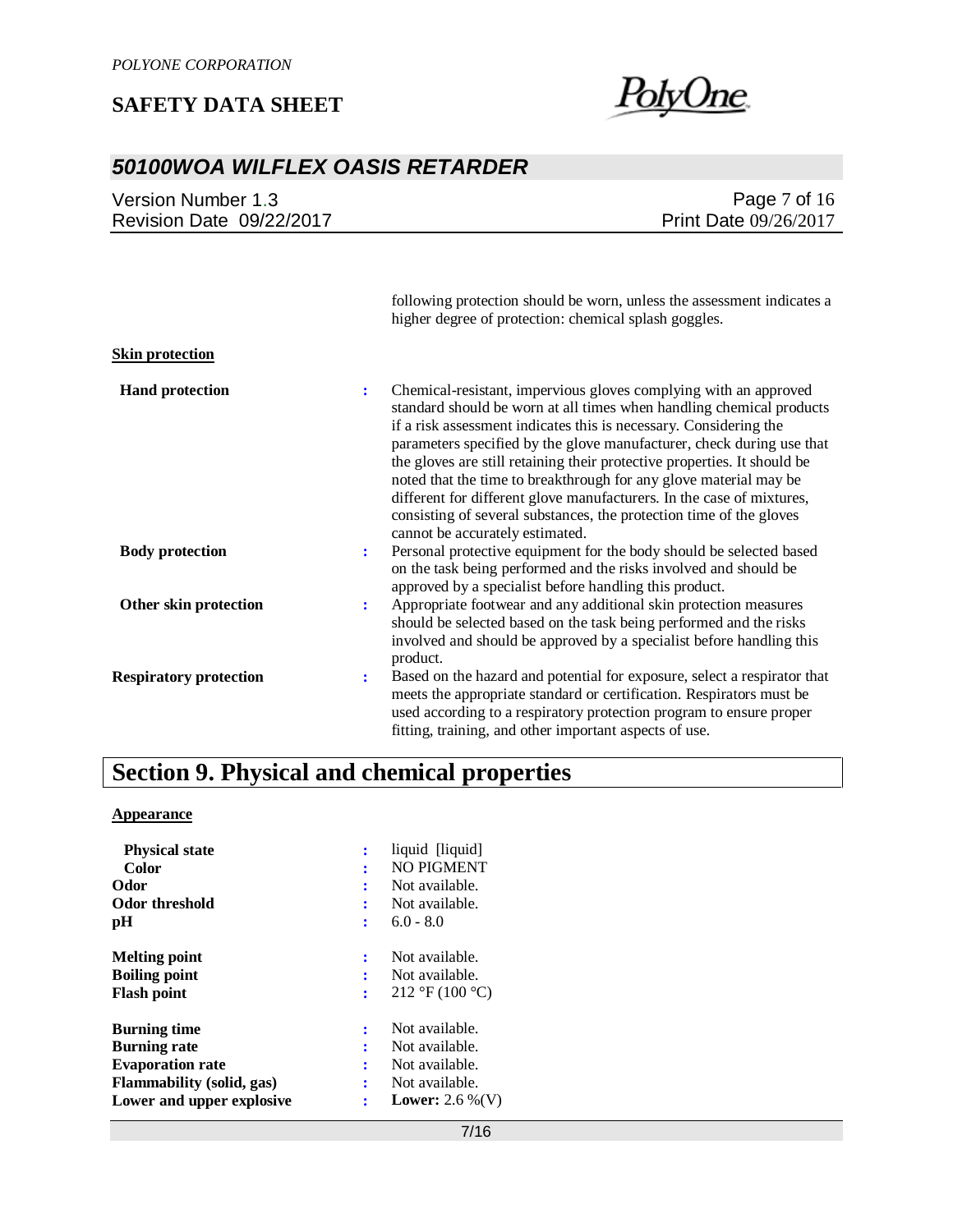following protection should be worn, unless the assessment indicates a higher degree of protection: chemical splash goggles.

**Skin protection**

| | | |
|---|---|---|
| **Hand protection** | : | Chemical-resistant, impervious gloves complying with an approved standard should be worn at all times when handling chemical products if a risk assessment indicates this is necessary. Considering the parameters specified by the glove manufacturer, check during use that the gloves are still retaining their protective properties. It should be noted that the time to breakthrough for any glove material may be different for different glove manufacturers. In the case of mixtures, consisting of several substances, the protection time of the gloves cannot be accurately estimated. |
| **Body protection** | : | Personal protective equipment for the body should be selected based on the task being performed and the risks involved and should be approved by a specialist before handling this product. |
| **Other skin protection** | : | Appropriate footwear and any additional skin protection measures should be selected based on the task being performed and the risks involved and should be approved by a specialist before handling this product. |
| **Respiratory protection** | : | Based on the hazard and potential for exposure, select a respirator that meets the appropriate standard or certification. Respirators must be used according to a respiratory protection program to ensure proper fitting, training, and other important aspects of use. |

# Section 9. Physical and chemical properties

**Appearance**

| | | |
|---|---|---|
| **Physical state** | : | liquid [liquid] |
| **Color** | : | NO PIGMENT |
| **Odor** | : | Not available. |
| **Odor threshold** | : | Not available. |
| **pH** | : | 6.0 - 8.0 |
| **Melting point** | : | Not available. |
| **Boiling point** | : | Not available. |
| **Flash point** | : | 212 °F (100 °C) |
| **Burning time** | : | Not available. |
| **Burning rate** | : | Not available. |
| **Evaporation rate** | : | Not available. |
| **Flammability (solid, gas)** | : | Not available. |
| **Lower and upper explosive** | : | **Lower:** 2.6 %(V) |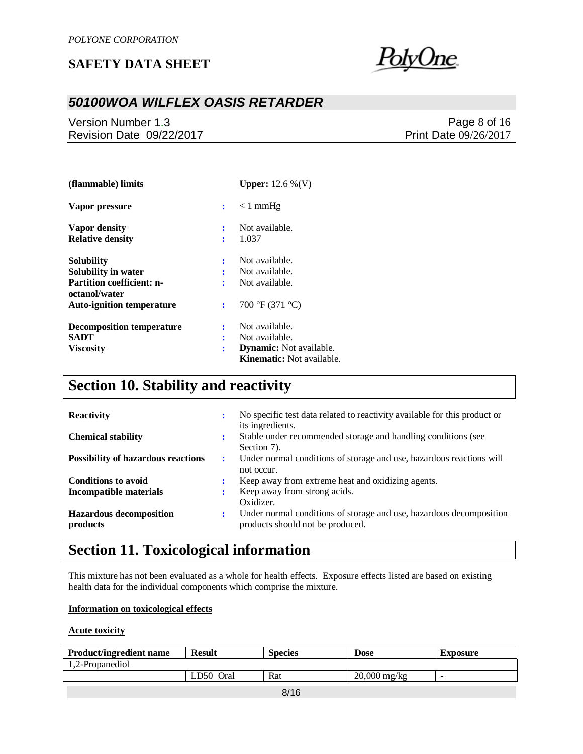| | | |
|---|---|---|
| **(flammable) limits** | | **Upper:** 12.6 %(V) |
| **Vapor pressure** | : | < 1 mmHg |
| **Vapor density** | : | Not available. |
| **Relative density** | : | 1.037 |
| **Solubility** | : | Not available. |
| **Solubility in water** | : | Not available. |
| **Partition coefficient: n-octanol/water** | : | Not available. |
| **Auto-ignition temperature** | : | 700 °F (371 °C) |
| **Decomposition temperature** | : | Not available. |
| **SADT** | : | Not available. |
| **Viscosity** | : | **Dynamic:** Not available.<br>**Kinematic:** Not available. |

# Section 10. Stability and reactivity

| | | |
|---|---|---|
| **Reactivity** | : | No specific test data related to reactivity available for this product or its ingredients. |
| **Chemical stability** | : | Stable under recommended storage and handling conditions (see Section 7). |
| **Possibility of hazardous reactions** | : | Under normal conditions of storage and use, hazardous reactions will not occur. |
| **Conditions to avoid** | : | Keep away from extreme heat and oxidizing agents. |
| **Incompatible materials** | : | Keep away from strong acids.<br>Oxidizer. |
| **Hazardous decomposition products** | : | Under normal conditions of storage and use, hazardous decomposition products should not be produced. |

# Section 11. Toxicological information

This mixture has not been evaluated as a whole for health effects. Exposure effects listed are based on existing health data for the individual components which comprise the mixture.

**Information on toxicological effects**

**Acute toxicity**

| Product/ingredient name | Result | Species | Dose | Exposure |
|---|---|---|---|---|
| 1,2-Propanediol | | | | |
| | LD50 Oral | Rat | 20,000 mg/kg | - |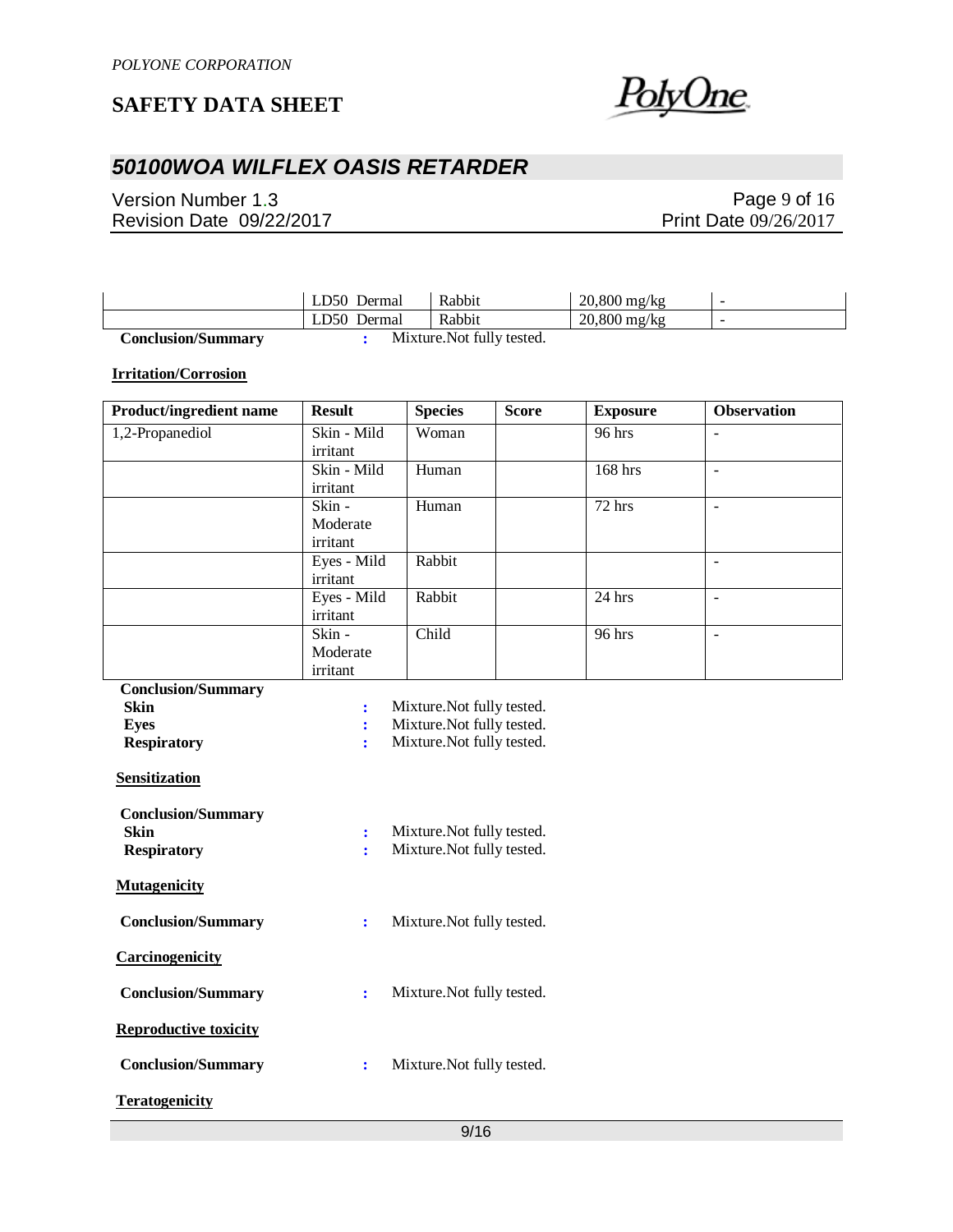| | LD50 Dermal | Rabbit | 20,800 mg/kg | - |
|---|---|---|---|---|
| | LD50 Dermal | Rabbit | 20,800 mg/kg | - |

**Conclusion/Summary** : Mixture.Not fully tested.

**Irritation/Corrosion**

| Product/ingredient name | Result | Species | Score | Exposure | Observation |
|---|---|---|---|---|---|
| 1,2-Propanediol | Skin - Mild irritant | Woman | | 96 hrs | - |
| | Skin - Mild irritant | Human | | 168 hrs | - |
| | Skin - Moderate irritant | Human | | 72 hrs | - |
| | Eyes - Mild irritant | Rabbit | | | - |
| | Eyes - Mild irritant | Rabbit | | 24 hrs | - |
| | Skin - Moderate irritant | Child | | 96 hrs | - |

**Conclusion/Summary**

**Skin** : Mixture.Not fully tested.

**Eyes** : Mixture.Not fully tested.

**Respiratory** : Mixture.Not fully tested.

**Sensitization**

**Conclusion/Summary**

**Skin** : Mixture.Not fully tested.

**Respiratory** : Mixture.Not fully tested.

**Mutagenicity**

**Conclusion/Summary** : Mixture.Not fully tested.

**Carcinogenicity**

**Conclusion/Summary** : Mixture.Not fully tested.

**Reproductive toxicity**

**Conclusion/Summary** : Mixture.Not fully tested.

**Teratogenicity**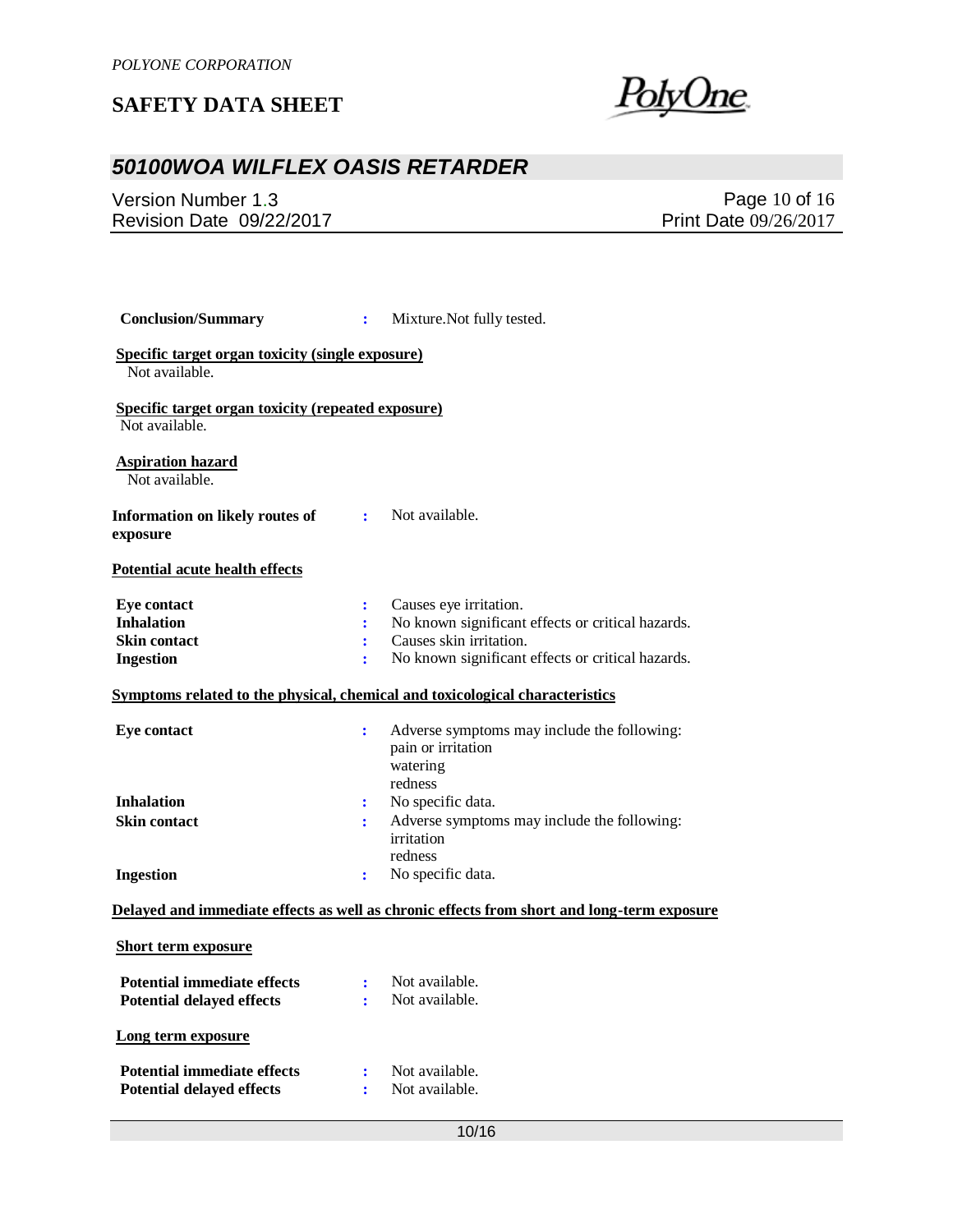**Conclusion/Summary** : Mixture.Not fully tested.

**Specific target organ toxicity (single exposure)**

Not available.

**Specific target organ toxicity (repeated exposure)**

Not available.

**Aspiration hazard**

Not available.

**Information on likely routes of exposure** : Not available.

**Potential acute health effects**

**Eye contact** : Causes eye irritation.
**Inhalation** : No known significant effects or critical hazards.
**Skin contact** : Causes skin irritation.
**Ingestion** : No known significant effects or critical hazards.

**Symptoms related to the physical, chemical and toxicological characteristics**

**Eye contact** : Adverse symptoms may include the following:
pain or irritation
watering
redness

**Inhalation** : No specific data.

**Skin contact** : Adverse symptoms may include the following:
irritation
redness

**Ingestion** : No specific data.

**Delayed and immediate effects as well as chronic effects from short and long-term exposure**

**Short term exposure**

**Potential immediate effects** : Not available.
**Potential delayed effects** : Not available.

**Long term exposure**

**Potential immediate effects** : Not available.
**Potential delayed effects** : Not available.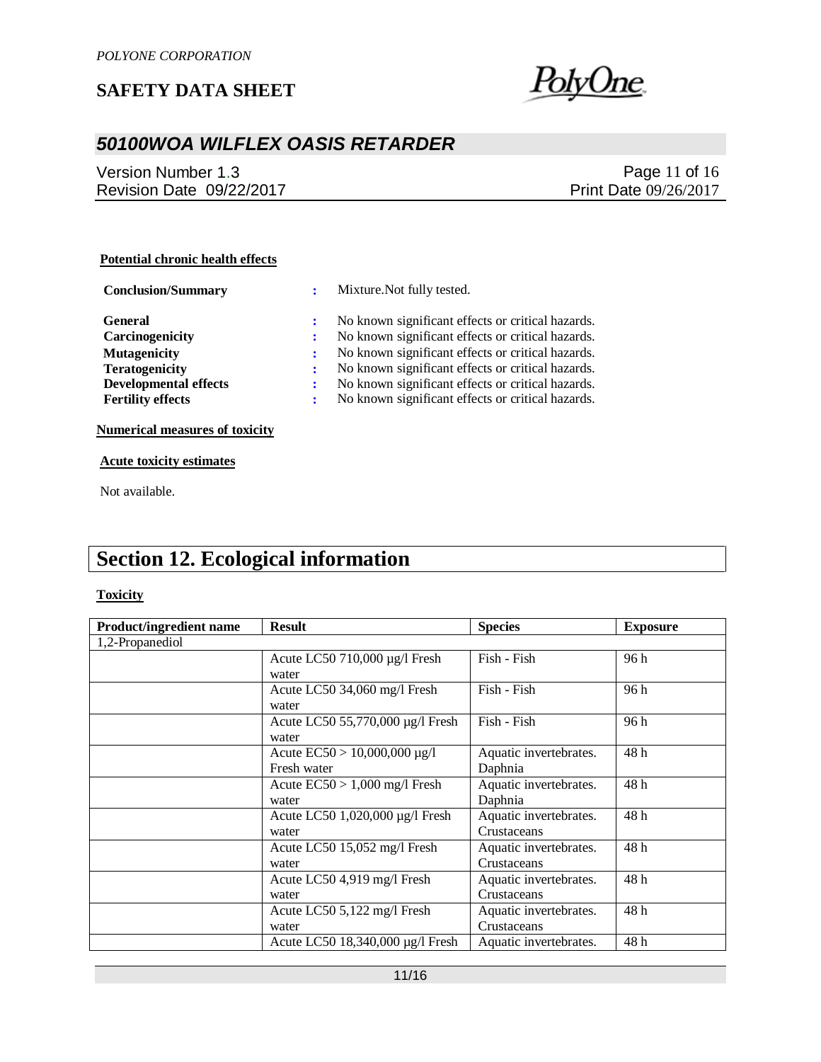#### Potential chronic health effects

**Conclusion/Summary** : Mixture.Not fully tested.

**General** : No known significant effects or critical hazards.
**Carcinogenicity** : No known significant effects or critical hazards.
**Mutagenicity** : No known significant effects or critical hazards.
**Teratogenicity** : No known significant effects or critical hazards.
**Developmental effects** : No known significant effects or critical hazards.
**Fertility effects** : No known significant effects or critical hazards.

#### Numerical measures of toxicity

#### Acute toxicity estimates

Not available.

## Section 12. Ecological information

#### Toxicity

| Product/ingredient name | Result | Species | Exposure |
|---|---|---|---|
| 1,2-Propanediol | | | |
| | Acute LC50 710,000 µg/l Fresh water | Fish - Fish | 96 h |
| | Acute LC50 34,060 mg/l Fresh water | Fish - Fish | 96 h |
| | Acute LC50 55,770,000 µg/l Fresh water | Fish - Fish | 96 h |
| | Acute EC50 > 10,000,000 µg/l Fresh water | Aquatic invertebrates. Daphnia | 48 h |
| | Acute EC50 > 1,000 mg/l Fresh water | Aquatic invertebrates. Daphnia | 48 h |
| | Acute LC50 1,020,000 µg/l Fresh water | Aquatic invertebrates. Crustaceans | 48 h |
| | Acute LC50 15,052 mg/l Fresh water | Aquatic invertebrates. Crustaceans | 48 h |
| | Acute LC50 4,919 mg/l Fresh water | Aquatic invertebrates. Crustaceans | 48 h |
| | Acute LC50 5,122 mg/l Fresh water | Aquatic invertebrates. Crustaceans | 48 h |
| | Acute LC50 18,340,000 µg/l Fresh | Aquatic invertebrates. | 48 h |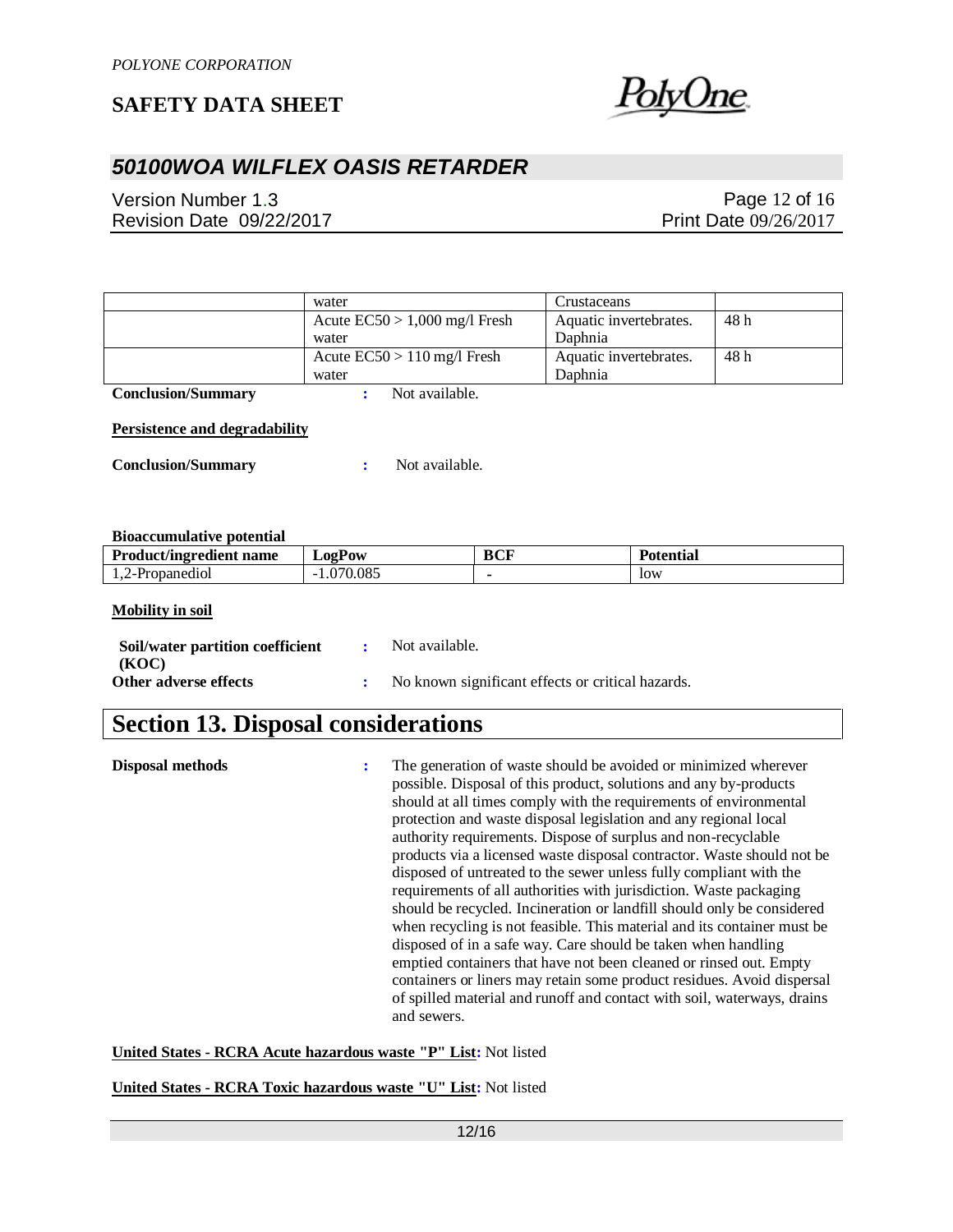| | water | Crustaceans | |
|---|---|---|---|
| | Acute EC50 > 1,000 mg/l Fresh water | Aquatic invertebrates. Daphnia | 48 h |
| | Acute EC50 > 110 mg/l Fresh water | Aquatic invertebrates. Daphnia | 48 h |

**Conclusion/Summary** : Not available.

**Persistence and degradability**

**Conclusion/Summary** : Not available.

**Bioaccumulative potential**

| Product/ingredient name | LogPow | BCF | Potential |
|---|---|---|---|
| 1,2-Propanediol | -1.070.085 | - | low |

**Mobility in soil**

**Soil/water partition coefficient (KOC)** : Not available.

**Other adverse effects** : No known significant effects or critical hazards.

## Section 13. Disposal considerations

**Disposal methods** : The generation of waste should be avoided or minimized wherever possible. Disposal of this product, solutions and any by-products should at all times comply with the requirements of environmental protection and waste disposal legislation and any regional local authority requirements. Dispose of surplus and non-recyclable products via a licensed waste disposal contractor. Waste should not be disposed of untreated to the sewer unless fully compliant with the requirements of all authorities with jurisdiction. Waste packaging should be recycled. Incineration or landfill should only be considered when recycling is not feasible. This material and its container must be disposed of in a safe way. Care should be taken when handling emptied containers that have not been cleaned or rinsed out. Empty containers or liners may retain some product residues. Avoid dispersal of spilled material and runoff and contact with soil, waterways, drains and sewers.

**United States - RCRA Acute hazardous waste "P" List:** Not listed

**United States - RCRA Toxic hazardous waste "U" List:** Not listed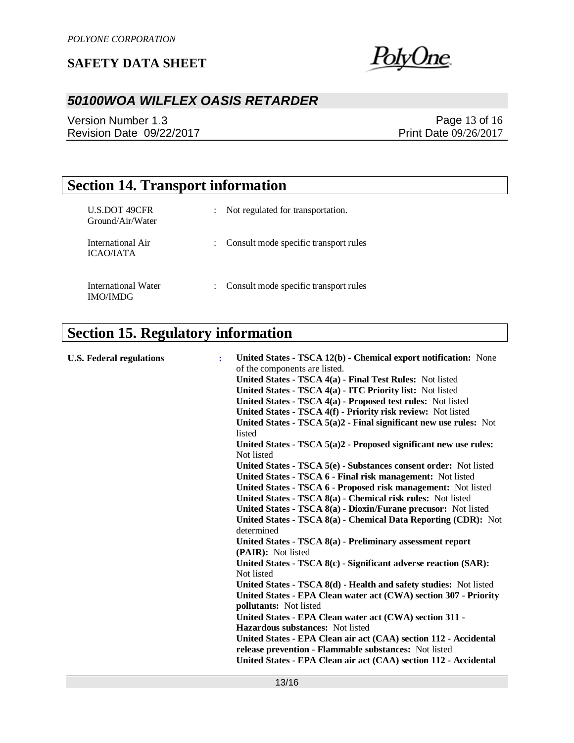## Section 14. Transport information

| | | |
|---|---|---|
| U.S.DOT 49CFR Ground/Air/Water | : | Not regulated for transportation. |
| International Air ICAO/IATA | : | Consult mode specific transport rules |
| International Water IMO/IMDG | : | Consult mode specific transport rules |

## Section 15. Regulatory information

**U.S. Federal regulations** :

**United States - TSCA 12(b) - Chemical export notification:** None of the components are listed.
**United States - TSCA 4(a) - Final Test Rules:** Not listed
**United States - TSCA 4(a) - ITC Priority list:** Not listed
**United States - TSCA 4(a) - Proposed test rules:** Not listed
**United States - TSCA 4(f) - Priority risk review:** Not listed
**United States - TSCA 5(a)2 - Final significant new use rules:** Not listed
**United States - TSCA 5(a)2 - Proposed significant new use rules:** Not listed
**United States - TSCA 5(e) - Substances consent order:** Not listed
**United States - TSCA 6 - Final risk management:** Not listed
**United States - TSCA 6 - Proposed risk management:** Not listed
**United States - TSCA 8(a) - Chemical risk rules:** Not listed
**United States - TSCA 8(a) - Dioxin/Furane precusor:** Not listed
**United States - TSCA 8(a) - Chemical Data Reporting (CDR):** Not determined
**United States - TSCA 8(a) - Preliminary assessment report (PAIR):** Not listed
**United States - TSCA 8(c) - Significant adverse reaction (SAR):** Not listed
**United States - TSCA 8(d) - Health and safety studies:** Not listed
**United States - EPA Clean water act (CWA) section 307 - Priority pollutants:** Not listed
**United States - EPA Clean water act (CWA) section 311 - Hazardous substances:** Not listed
**United States - EPA Clean air act (CAA) section 112 - Accidental release prevention - Flammable substances:** Not listed
**United States - EPA Clean air act (CAA) section 112 - Accidental**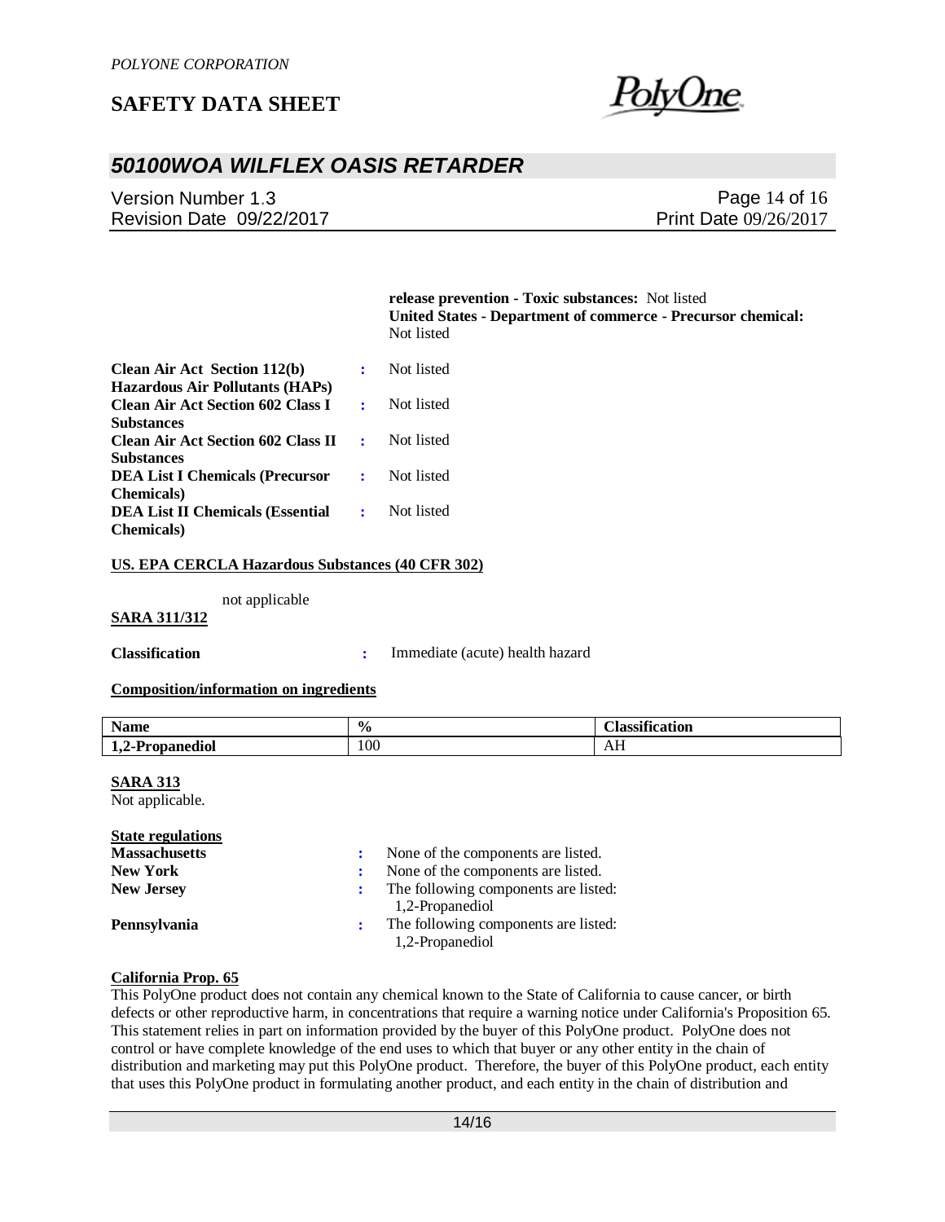**release prevention - Toxic substances:** Not listed
**United States - Department of commerce - Precursor chemical:** Not listed

| | | |
|---|---|---|
| **Clean Air Act Section 112(b) Hazardous Air Pollutants (HAPs)** | : | Not listed |
| **Clean Air Act Section 602 Class I Substances** | : | Not listed |
| **Clean Air Act Section 602 Class II Substances** | : | Not listed |
| **DEA List I Chemicals (Precursor Chemicals)** | : | Not listed |
| **DEA List II Chemicals (Essential Chemicals)** | : | Not listed |

**US. EPA CERCLA Hazardous Substances (40 CFR 302)**

not applicable

**SARA 311/312**

**Classification** : Immediate (acute) health hazard

**Composition/information on ingredients**

| Name | % | Classification |
|---|---|---|
| 1,2-Propanediol | 100 | AH |

**SARA 313**

Not applicable.

**State regulations**

| | | |
|---|---|---|
| **Massachusetts** | : | None of the components are listed. |
| **New York** | : | None of the components are listed. |
| **New Jersey** | : | The following components are listed: 1,2-Propanediol |
| **Pennsylvania** | : | The following components are listed: 1,2-Propanediol |

**California Prop. 65**

This PolyOne product does not contain any chemical known to the State of California to cause cancer, or birth defects or other reproductive harm, in concentrations that require a warning notice under California's Proposition 65. This statement relies in part on information provided by the buyer of this PolyOne product. PolyOne does not control or have complete knowledge of the end uses to which that buyer or any other entity in the chain of distribution and marketing may put this PolyOne product. Therefore, the buyer of this PolyOne product, each entity that uses this PolyOne product in formulating another product, and each entity in the chain of distribution and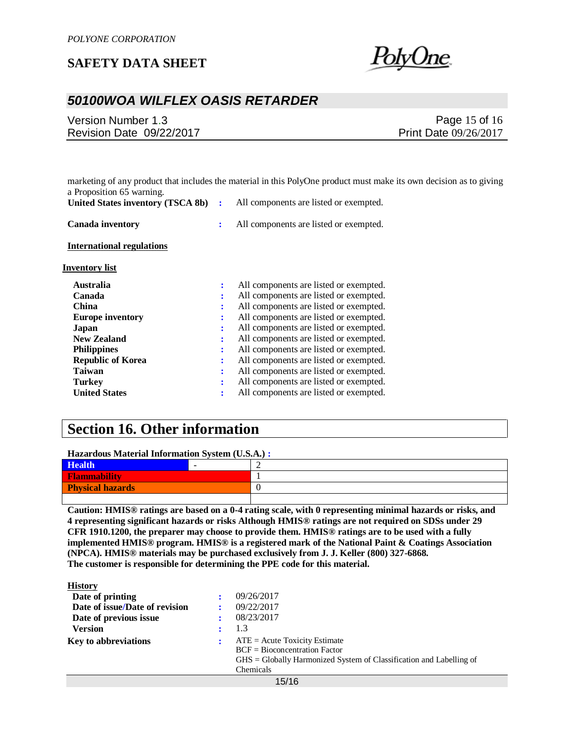marketing of any product that includes the material in this PolyOne product must make its own decision as to giving a Proposition 65 warning.

**United States inventory (TSCA 8b)** : All components are listed or exempted.

**Canada inventory** : All components are listed or exempted.

**International regulations**

**Inventory list**

| | | |
|---|---|---|
| **Australia** | : | All components are listed or exempted. |
| **Canada** | : | All components are listed or exempted. |
| **China** | : | All components are listed or exempted. |
| **Europe inventory** | : | All components are listed or exempted. |
| **Japan** | : | All components are listed or exempted. |
| **New Zealand** | : | All components are listed or exempted. |
| **Philippines** | : | All components are listed or exempted. |
| **Republic of Korea** | : | All components are listed or exempted. |
| **Taiwan** | : | All components are listed or exempted. |
| **Turkey** | : | All components are listed or exempted. |
| **United States** | : | All components are listed or exempted. |

## Section 16. Other information

**Hazardous Material Information System (U.S.A.) :**

| | | |
|---|---|---|
| **Health** | - | 2 |
| **Flammability** | | 1 |
| **Physical hazards** | | 0 |
| | | |

**Caution: HMIS® ratings are based on a 0-4 rating scale, with 0 representing minimal hazards or risks, and 4 representing significant hazards or risks Although HMIS® ratings are not required on SDSs under 29 CFR 1910.1200, the preparer may choose to provide them. HMIS® ratings are to be used with a fully implemented HMIS® program. HMIS® is a registered mark of the National Paint & Coatings Association (NPCA). HMIS® materials may be purchased exclusively from J. J. Keller (800) 327-6868.**
**The customer is responsible for determining the PPE code for this material.**

**History**

| | | |
|---|---|---|
| **Date of printing** | : | 09/26/2017 |
| **Date of issue/Date of revision** | : | 09/22/2017 |
| **Date of previous issue** | : | 08/23/2017 |
| **Version** | : | 1.3 |
| **Key to abbreviations** | : | ATE = Acute Toxicity Estimate<br>BCF = Bioconcentration Factor<br>GHS = Globally Harmonized System of Classification and Labelling of Chemicals |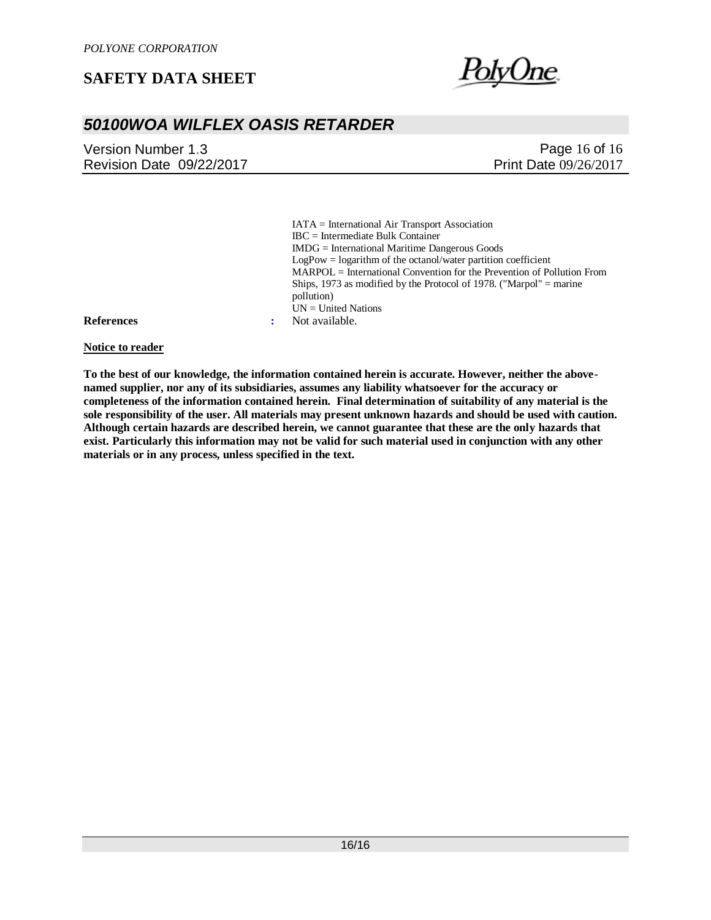IATA = International Air Transport Association
IBC = Intermediate Bulk Container
IMDG = International Maritime Dangerous Goods
LogPow = logarithm of the octanol/water partition coefficient
MARPOL = International Convention for the Prevention of Pollution From Ships, 1973 as modified by the Protocol of 1978. ("Marpol" = marine pollution)
UN = United Nations

**References** : Not available.

**Notice to reader**

**To the best of our knowledge, the information contained herein is accurate. However, neither the above-named supplier, nor any of its subsidiaries, assumes any liability whatsoever for the accuracy or completeness of the information contained herein. Final determination of suitability of any material is the sole responsibility of the user. All materials may present unknown hazards and should be used with caution. Although certain hazards are described herein, we cannot guarantee that these are the only hazards that exist. Particularly this information may not be valid for such material used in conjunction with any other materials or in any process, unless specified in the text.**